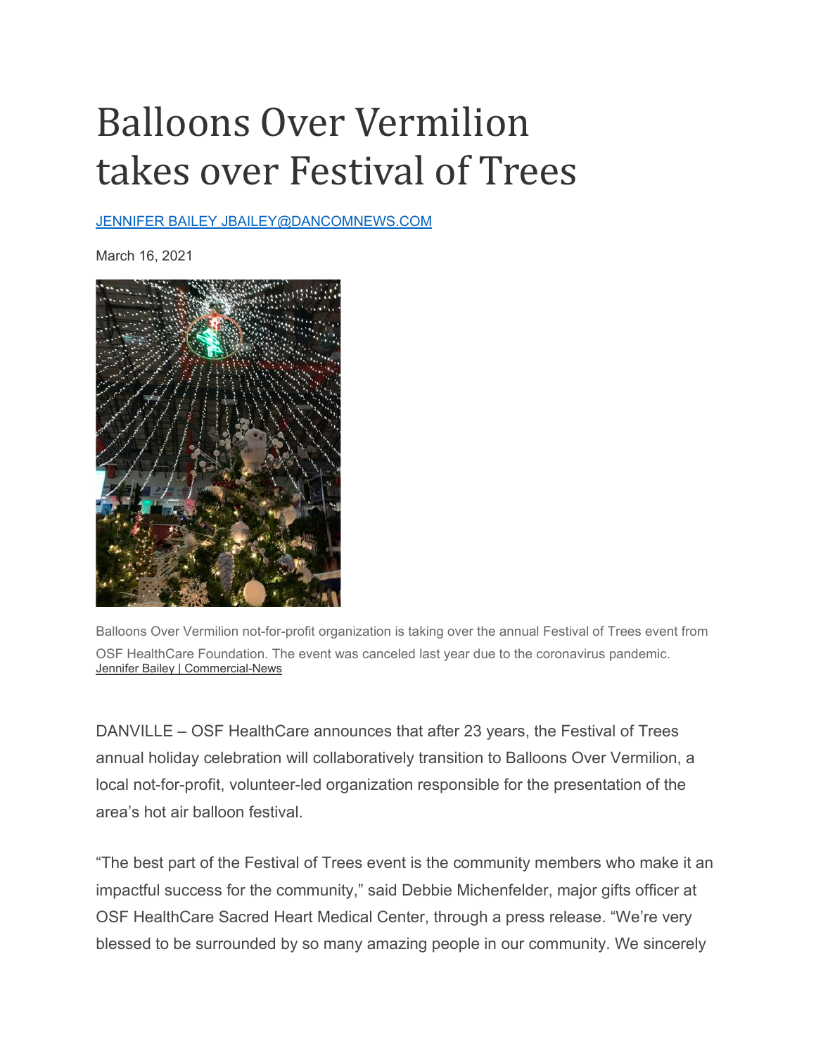# Balloons Over Vermilion takes over Festival of Trees

[JENNIFER BAILEY JBAILEY@DANCOMNEWS.COM]

March 16, 2021

Balloons Over Vermilion not-for-profit organization is taking over the annual Festival of Trees event from OSF HealthCare Foundation. The event was canceled last year due to the coronavirus pandemic.
Jennifer Bailey | Commercial-News

DANVILLE – OSF HealthCare announces that after 23 years, the Festival of Trees annual holiday celebration will collaboratively transition to Balloons Over Vermilion, a local not-for-profit, volunteer-led organization responsible for the presentation of the area's hot air balloon festival.

"The best part of the Festival of Trees event is the community members who make it an impactful success for the community," said Debbie Michenfelder, major gifts officer at OSF HealthCare Sacred Heart Medical Center, through a press release. "We're very blessed to be surrounded by so many amazing people in our community. We sincerely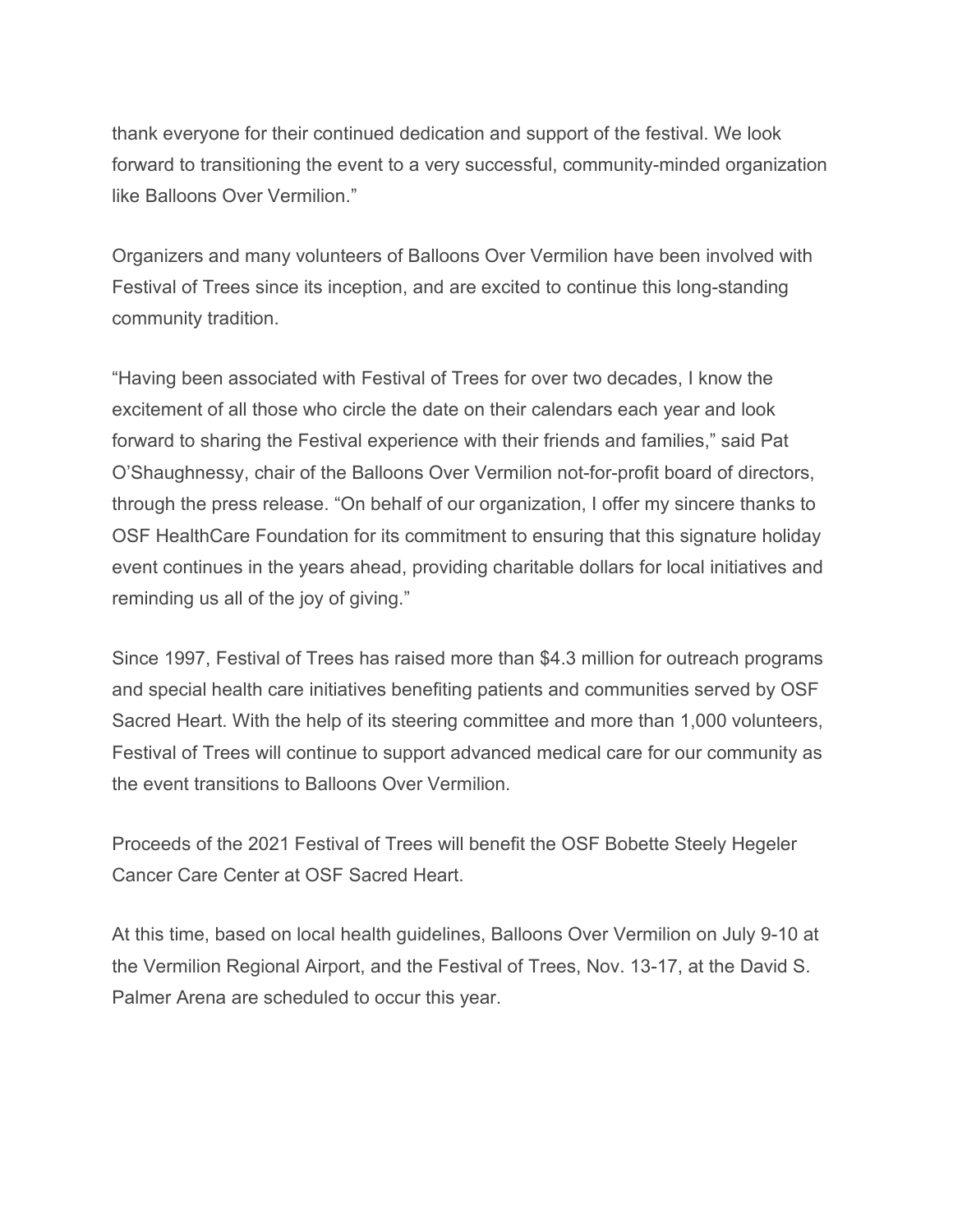thank everyone for their continued dedication and support of the festival. We look forward to transitioning the event to a very successful, community-minded organization like Balloons Over Vermilion."

Organizers and many volunteers of Balloons Over Vermilion have been involved with Festival of Trees since its inception, and are excited to continue this long-standing community tradition.

"Having been associated with Festival of Trees for over two decades, I know the excitement of all those who circle the date on their calendars each year and look forward to sharing the Festival experience with their friends and families," said Pat O'Shaughnessy, chair of the Balloons Over Vermilion not-for-profit board of directors, through the press release. "On behalf of our organization, I offer my sincere thanks to OSF HealthCare Foundation for its commitment to ensuring that this signature holiday event continues in the years ahead, providing charitable dollars for local initiatives and reminding us all of the joy of giving."

Since 1997, Festival of Trees has raised more than $4.3 million for outreach programs and special health care initiatives benefiting patients and communities served by OSF Sacred Heart. With the help of its steering committee and more than 1,000 volunteers, Festival of Trees will continue to support advanced medical care for our community as the event transitions to Balloons Over Vermilion.

Proceeds of the 2021 Festival of Trees will benefit the OSF Bobette Steely Hegeler Cancer Care Center at OSF Sacred Heart.

At this time, based on local health guidelines, Balloons Over Vermilion on July 9-10 at the Vermilion Regional Airport, and the Festival of Trees, Nov. 13-17, at the David S. Palmer Arena are scheduled to occur this year.